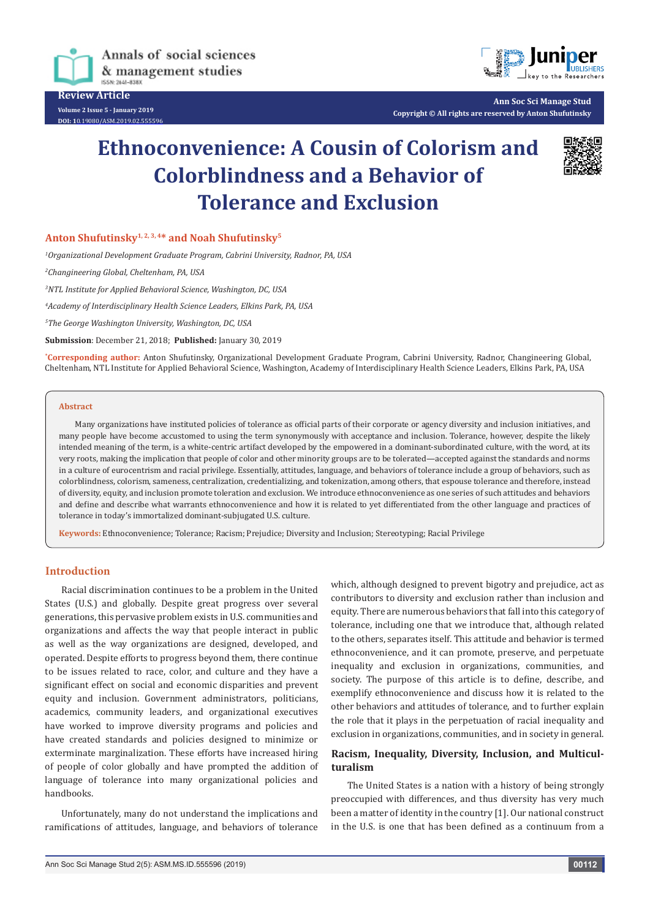Review Article

# Ethnoconvenience: A Cousin of Colorism and Colorblindness and a Behavior of Tolerance and Exclusion

**Anton Shufutinsky[1, 2, 3, 4]* and Noah Shufutinsky[5]**

[1]*Organizational Development Graduate Program, Cabrini University, Radnor, PA, USA*

[2]*Changineering Global, Cheltenham, PA, USA*

[3]*NTL Institute for Applied Behavioral Science, Washington, DC, USA*

[4]*Academy of Interdisciplinary Health Science Leaders, Elkins Park, PA, USA*

[5]*The George Washington University, Washington, DC, USA*

**Submission**: December 21, 2018; **Published:** January 30, 2019

***Corresponding author:** Anton Shufutinsky, Organizational Development Graduate Program, Cabrini University, Radnor, Changineering Global, Cheltenham, NTL Institute for Applied Behavioral Science, Washington, Academy of Interdisciplinary Health Science Leaders, Elkins Park, PA, USA

## Abstract

Many organizations have instituted policies of tolerance as official parts of their corporate or agency diversity and inclusion initiatives, and many people have become accustomed to using the term synonymously with acceptance and inclusion. Tolerance, however, despite the likely intended meaning of the term, is a white-centric artifact developed by the empowered in a dominant-subordinated culture, with the word, at its very roots, making the implication that people of color and other minority groups are to be tolerated—accepted against the standards and norms in a culture of eurocentrism and racial privilege. Essentially, attitudes, language, and behaviors of tolerance include a group of behaviors, such as colorblindness, colorism, sameness, centralization, credentializing, and tokenization, among others, that espouse tolerance and therefore, instead of diversity, equity, and inclusion promote toleration and exclusion. We introduce ethnoconvenience as one series of such attitudes and behaviors and define and describe what warrants ethnoconvenience and how it is related to yet differentiated from the other language and practices of tolerance in today's immortalized dominant-subjugated U.S. culture.

**Keywords:** Ethnoconvenience; Tolerance; Racism; Prejudice; Diversity and Inclusion; Stereotyping; Racial Privilege

## Introduction

Racial discrimination continues to be a problem in the United States (U.S.) and globally. Despite great progress over several generations, this pervasive problem exists in U.S. communities and organizations and affects the way that people interact in public as well as the way organizations are designed, developed, and operated. Despite efforts to progress beyond them, there continue to be issues related to race, color, and culture and they have a significant effect on social and economic disparities and prevent equity and inclusion. Government administrators, politicians, academics, community leaders, and organizational executives have worked to improve diversity programs and policies and have created standards and policies designed to minimize or exterminate marginalization. These efforts have increased hiring of people of color globally and have prompted the addition of language of tolerance into many organizational policies and handbooks.

Unfortunately, many do not understand the implications and ramifications of attitudes, language, and behaviors of tolerance which, although designed to prevent bigotry and prejudice, act as contributors to diversity and exclusion rather than inclusion and equity. There are numerous behaviors that fall into this category of tolerance, including one that we introduce that, although related to the others, separates itself. This attitude and behavior is termed ethnoconvenience, and it can promote, preserve, and perpetuate inequality and exclusion in organizations, communities, and society. The purpose of this article is to define, describe, and exemplify ethnoconvenience and discuss how it is related to the other behaviors and attitudes of tolerance, and to further explain the role that it plays in the perpetuation of racial inequality and exclusion in organizations, communities, and in society in general.

## Racism, Inequality, Diversity, Inclusion, and Multiculturalism

The United States is a nation with a history of being strongly preoccupied with differences, and thus diversity has very much been a matter of identity in the country [1]. Our national construct in the U.S. is one that has been defined as a continuum from a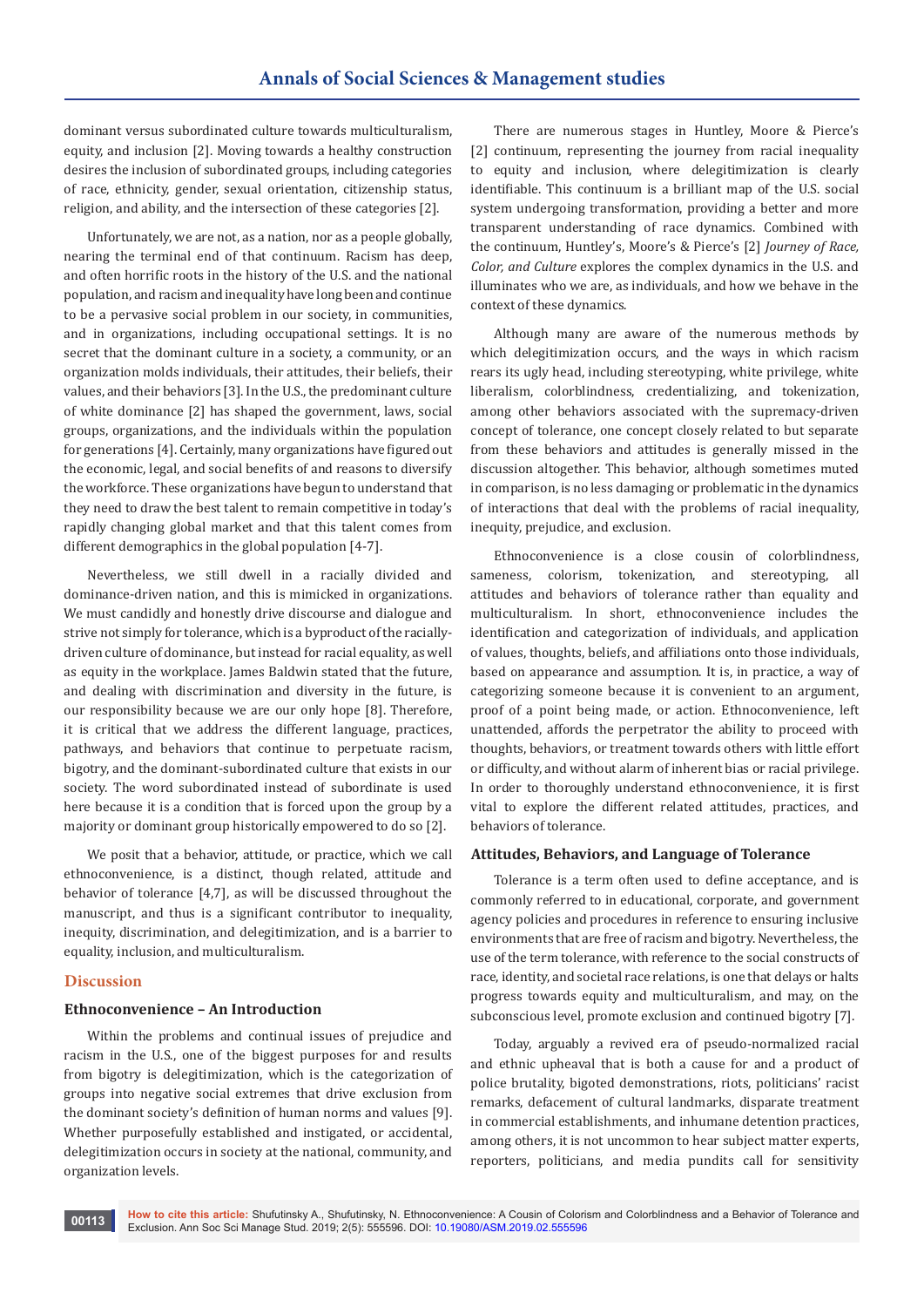dominant versus subordinated culture towards multiculturalism, equity, and inclusion [2]. Moving towards a healthy construction desires the inclusion of subordinated groups, including categories of race, ethnicity, gender, sexual orientation, citizenship status, religion, and ability, and the intersection of these categories [2].

Unfortunately, we are not, as a nation, nor as a people globally, nearing the terminal end of that continuum. Racism has deep, and often horrific roots in the history of the U.S. and the national population, and racism and inequality have long been and continue to be a pervasive social problem in our society, in communities, and in organizations, including occupational settings. It is no secret that the dominant culture in a society, a community, or an organization molds individuals, their attitudes, their beliefs, their values, and their behaviors [3]. In the U.S., the predominant culture of white dominance [2] has shaped the government, laws, social groups, organizations, and the individuals within the population for generations [4]. Certainly, many organizations have figured out the economic, legal, and social benefits of and reasons to diversify the workforce. These organizations have begun to understand that they need to draw the best talent to remain competitive in today's rapidly changing global market and that this talent comes from different demographics in the global population [4-7].

Nevertheless, we still dwell in a racially divided and dominance-driven nation, and this is mimicked in organizations. We must candidly and honestly drive discourse and dialogue and strive not simply for tolerance, which is a byproduct of the racially-driven culture of dominance, but instead for racial equality, as well as equity in the workplace. James Baldwin stated that the future, and dealing with discrimination and diversity in the future, is our responsibility because we are our only hope [8]. Therefore, it is critical that we address the different language, practices, pathways, and behaviors that continue to perpetuate racism, bigotry, and the dominant-subordinated culture that exists in our society. The word subordinated instead of subordinate is used here because it is a condition that is forced upon the group by a majority or dominant group historically empowered to do so [2].

We posit that a behavior, attitude, or practice, which we call ethnoconvenience, is a distinct, though related, attitude and behavior of tolerance [4,7], as will be discussed throughout the manuscript, and thus is a significant contributor to inequality, inequity, discrimination, and delegitimization, and is a barrier to equality, inclusion, and multiculturalism.

## Discussion

### Ethnoconvenience – An Introduction

Within the problems and continual issues of prejudice and racism in the U.S., one of the biggest purposes for and results from bigotry is delegitimization, which is the categorization of groups into negative social extremes that drive exclusion from the dominant society's definition of human norms and values [9]. Whether purposefully established and instigated, or accidental, delegitimization occurs in society at the national, community, and organization levels.

There are numerous stages in Huntley, Moore & Pierce's [2] continuum, representing the journey from racial inequality to equity and inclusion, where delegitimization is clearly identifiable. This continuum is a brilliant map of the U.S. social system undergoing transformation, providing a better and more transparent understanding of race dynamics. Combined with the continuum, Huntley's, Moore's & Pierce's [2] *Journey of Race, Color, and Culture* explores the complex dynamics in the U.S. and illuminates who we are, as individuals, and how we behave in the context of these dynamics.

Although many are aware of the numerous methods by which delegitimization occurs, and the ways in which racism rears its ugly head, including stereotyping, white privilege, white liberalism, colorblindness, credentializing, and tokenization, among other behaviors associated with the supremacy-driven concept of tolerance, one concept closely related to but separate from these behaviors and attitudes is generally missed in the discussion altogether. This behavior, although sometimes muted in comparison, is no less damaging or problematic in the dynamics of interactions that deal with the problems of racial inequality, inequity, prejudice, and exclusion.

Ethnoconvenience is a close cousin of colorblindness, sameness, colorism, tokenization, and stereotyping, all attitudes and behaviors of tolerance rather than equality and multiculturalism. In short, ethnoconvenience includes the identification and categorization of individuals, and application of values, thoughts, beliefs, and affiliations onto those individuals, based on appearance and assumption. It is, in practice, a way of categorizing someone because it is convenient to an argument, proof of a point being made, or action. Ethnoconvenience, left unattended, affords the perpetrator the ability to proceed with thoughts, behaviors, or treatment towards others with little effort or difficulty, and without alarm of inherent bias or racial privilege. In order to thoroughly understand ethnoconvenience, it is first vital to explore the different related attitudes, practices, and behaviors of tolerance.

### Attitudes, Behaviors, and Language of Tolerance

Tolerance is a term often used to define acceptance, and is commonly referred to in educational, corporate, and government agency policies and procedures in reference to ensuring inclusive environments that are free of racism and bigotry. Nevertheless, the use of the term tolerance, with reference to the social constructs of race, identity, and societal race relations, is one that delays or halts progress towards equity and multiculturalism, and may, on the subconscious level, promote exclusion and continued bigotry [7].

Today, arguably a revived era of pseudo-normalized racial and ethnic upheaval that is both a cause for and a product of police brutality, bigoted demonstrations, riots, politicians' racist remarks, defacement of cultural landmarks, disparate treatment in commercial establishments, and inhumane detention practices, among others, it is not uncommon to hear subject matter experts, reporters, politicians, and media pundits call for sensitivity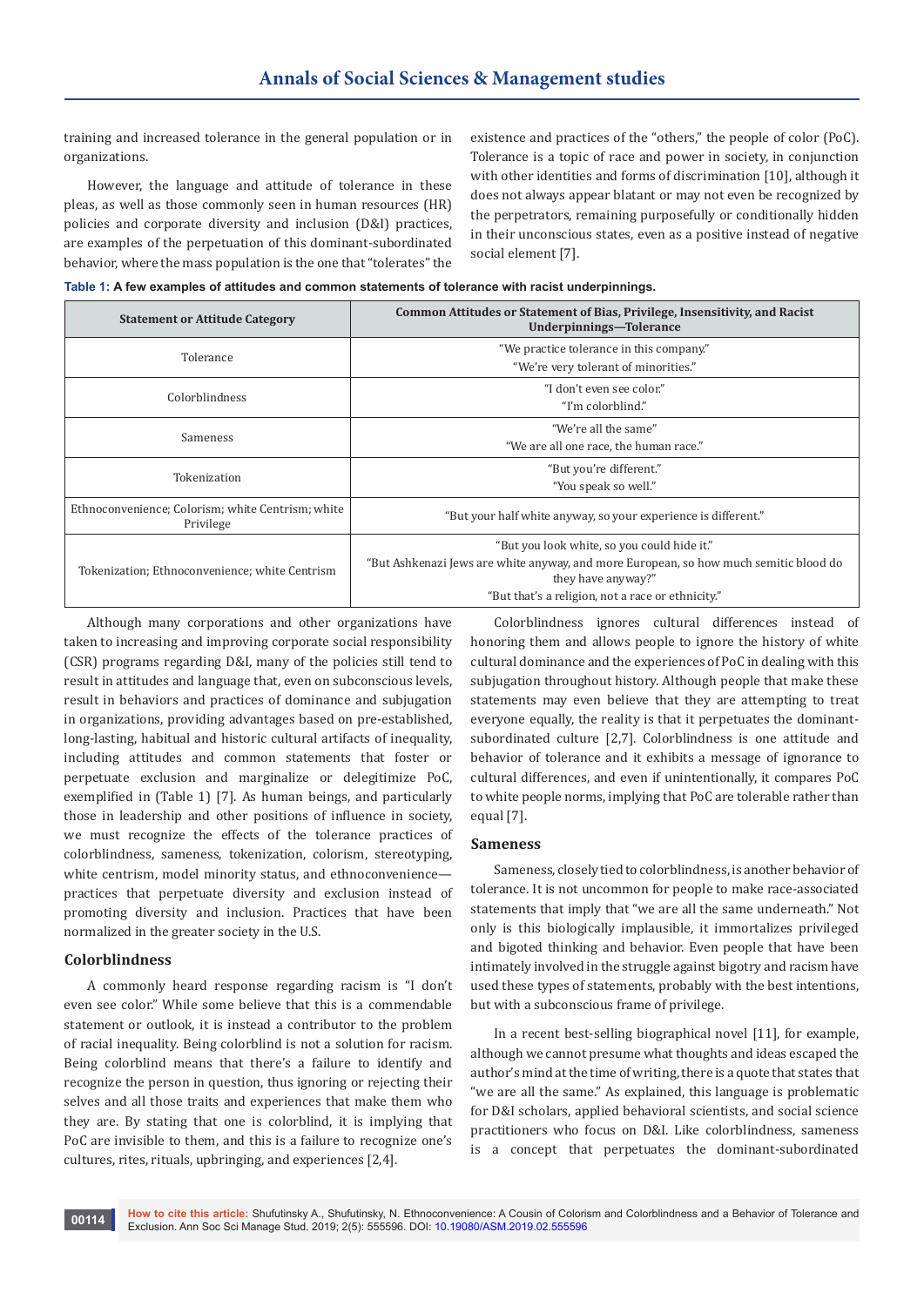training and increased tolerance in the general population or in organizations.

However, the language and attitude of tolerance in these pleas, as well as those commonly seen in human resources (HR) policies and corporate diversity and inclusion (D&I) practices, are examples of the perpetuation of this dominant-subordinated behavior, where the mass population is the one that "tolerates" the existence and practices of the "others," the people of color (PoC). Tolerance is a topic of race and power in society, in conjunction with other identities and forms of discrimination [10], although it does not always appear blatant or may not even be recognized by the perpetrators, remaining purposefully or conditionally hidden in their unconscious states, even as a positive instead of negative social element [7].

**Table 1:** A few examples of attitudes and common statements of tolerance with racist underpinnings.

| Statement or Attitude Category | Common Attitudes or Statement of Bias, Privilege, Insensitivity, and Racist Underpinnings—Tolerance |
|---|---|
| Tolerance | "We practice tolerance in this company." "We're very tolerant of minorities." |
| Colorblindness | "I don't even see color." "I'm colorblind." |
| Sameness | "We're all the same" "We are all one race, the human race." |
| Tokenization | "But you're different." "You speak so well." |
| Ethnoconvenience; Colorism; white Centrism; white Privilege | "But your half white anyway, so your experience is different." |
| Tokenization; Ethnoconvenience; white Centrism | "But you look white, so you could hide it." "But Ashkenazi Jews are white anyway, and more European, so how much semitic blood do they have anyway?" "But that's a religion, not a race or ethnicity." |

Although many corporations and other organizations have taken to increasing and improving corporate social responsibility (CSR) programs regarding D&I, many of the policies still tend to result in attitudes and language that, even on subconscious levels, result in behaviors and practices of dominance and subjugation in organizations, providing advantages based on pre-established, long-lasting, habitual and historic cultural artifacts of inequality, including attitudes and common statements that foster or perpetuate exclusion and marginalize or delegitimize PoC, exemplified in (Table 1) [7]. As human beings, and particularly those in leadership and other positions of influence in society, we must recognize the effects of the tolerance practices of colorblindness, sameness, tokenization, colorism, stereotyping, white centrism, model minority status, and ethnoconvenience—practices that perpetuate diversity and exclusion instead of promoting diversity and inclusion. Practices that have been normalized in the greater society in the U.S.

## Colorblindness

A commonly heard response regarding racism is "I don't even see color." While some believe that this is a commendable statement or outlook, it is instead a contributor to the problem of racial inequality. Being colorblind is not a solution for racism. Being colorblind means that there's a failure to identify and recognize the person in question, thus ignoring or rejecting their selves and all those traits and experiences that make them who they are. By stating that one is colorblind, it is implying that PoC are invisible to them, and this is a failure to recognize one's cultures, rites, rituals, upbringing, and experiences [2,4].

Colorblindness ignores cultural differences instead of honoring them and allows people to ignore the history of white cultural dominance and the experiences of PoC in dealing with this subjugation throughout history. Although people that make these statements may even believe that they are attempting to treat everyone equally, the reality is that it perpetuates the dominant-subordinated culture [2,7]. Colorblindness is one attitude and behavior of tolerance and it exhibits a message of ignorance to cultural differences, and even if unintentionally, it compares PoC to white people norms, implying that PoC are tolerable rather than equal [7].

## Sameness

Sameness, closely tied to colorblindness, is another behavior of tolerance. It is not uncommon for people to make race-associated statements that imply that "we are all the same underneath." Not only is this biologically implausible, it immortalizes privileged and bigoted thinking and behavior. Even people that have been intimately involved in the struggle against bigotry and racism have used these types of statements, probably with the best intentions, but with a subconscious frame of privilege.

In a recent best-selling biographical novel [11], for example, although we cannot presume what thoughts and ideas escaped the author's mind at the time of writing, there is a quote that states that "we are all the same." As explained, this language is problematic for D&I scholars, applied behavioral scientists, and social science practitioners who focus on D&I. Like colorblindness, sameness is a concept that perpetuates the dominant-subordinated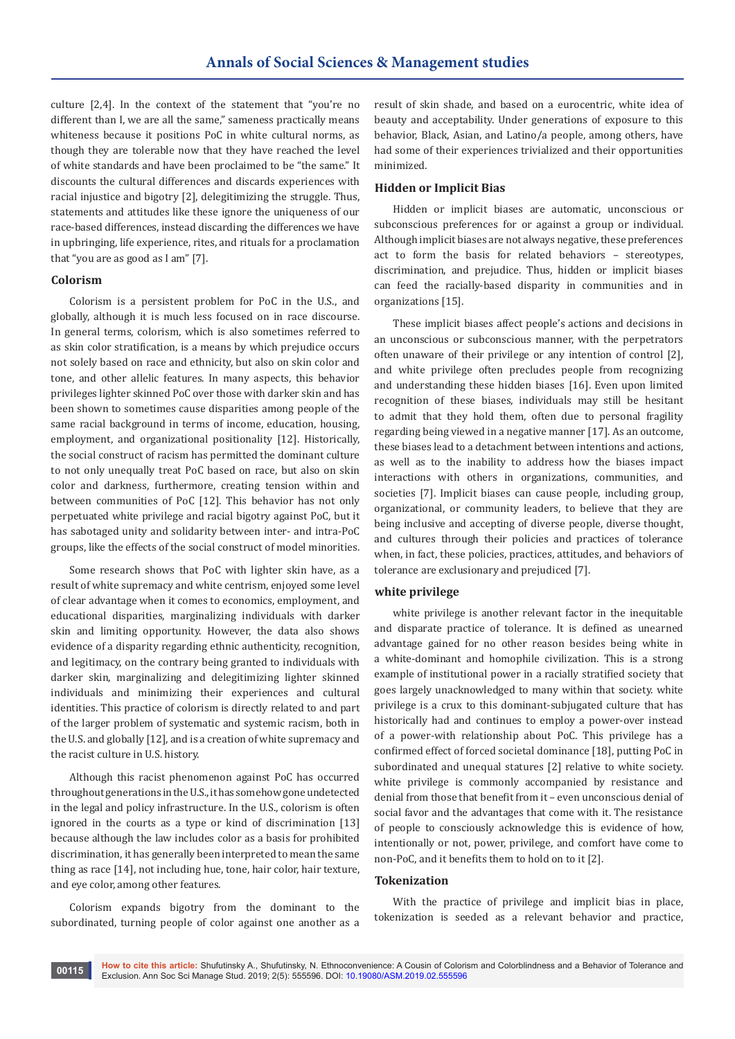culture [2,4]. In the context of the statement that "you're no different than I, we are all the same," sameness practically means whiteness because it positions PoC in white cultural norms, as though they are tolerable now that they have reached the level of white standards and have been proclaimed to be "the same." It discounts the cultural differences and discards experiences with racial injustice and bigotry [2], delegitimizing the struggle. Thus, statements and attitudes like these ignore the uniqueness of our race-based differences, instead discarding the differences we have in upbringing, life experience, rites, and rituals for a proclamation that "you are as good as I am" [7].

## Colorism

Colorism is a persistent problem for PoC in the U.S., and globally, although it is much less focused on in race discourse. In general terms, colorism, which is also sometimes referred to as skin color stratification, is a means by which prejudice occurs not solely based on race and ethnicity, but also on skin color and tone, and other allelic features. In many aspects, this behavior privileges lighter skinned PoC over those with darker skin and has been shown to sometimes cause disparities among people of the same racial background in terms of income, education, housing, employment, and organizational positionality [12]. Historically, the social construct of racism has permitted the dominant culture to not only unequally treat PoC based on race, but also on skin color and darkness, furthermore, creating tension within and between communities of PoC [12]. This behavior has not only perpetuated white privilege and racial bigotry against PoC, but it has sabotaged unity and solidarity between inter- and intra-PoC groups, like the effects of the social construct of model minorities.

Some research shows that PoC with lighter skin have, as a result of white supremacy and white centrism, enjoyed some level of clear advantage when it comes to economics, employment, and educational disparities, marginalizing individuals with darker skin and limiting opportunity. However, the data also shows evidence of a disparity regarding ethnic authenticity, recognition, and legitimacy, on the contrary being granted to individuals with darker skin, marginalizing and delegitimizing lighter skinned individuals and minimizing their experiences and cultural identities. This practice of colorism is directly related to and part of the larger problem of systematic and systemic racism, both in the U.S. and globally [12], and is a creation of white supremacy and the racist culture in U.S. history.

Although this racist phenomenon against PoC has occurred throughout generations in the U.S., it has somehow gone undetected in the legal and policy infrastructure. In the U.S., colorism is often ignored in the courts as a type or kind of discrimination [13] because although the law includes color as a basis for prohibited discrimination, it has generally been interpreted to mean the same thing as race [14], not including hue, tone, hair color, hair texture, and eye color, among other features.

Colorism expands bigotry from the dominant to the subordinated, turning people of color against one another as a result of skin shade, and based on a eurocentric, white idea of beauty and acceptability. Under generations of exposure to this behavior, Black, Asian, and Latino/a people, among others, have had some of their experiences trivialized and their opportunities minimized.

## Hidden or Implicit Bias

Hidden or implicit biases are automatic, unconscious or subconscious preferences for or against a group or individual. Although implicit biases are not always negative, these preferences act to form the basis for related behaviors – stereotypes, discrimination, and prejudice. Thus, hidden or implicit biases can feed the racially-based disparity in communities and in organizations [15].

These implicit biases affect people's actions and decisions in an unconscious or subconscious manner, with the perpetrators often unaware of their privilege or any intention of control [2], and white privilege often precludes people from recognizing and understanding these hidden biases [16]. Even upon limited recognition of these biases, individuals may still be hesitant to admit that they hold them, often due to personal fragility regarding being viewed in a negative manner [17]. As an outcome, these biases lead to a detachment between intentions and actions, as well as to the inability to address how the biases impact interactions with others in organizations, communities, and societies [7]. Implicit biases can cause people, including group, organizational, or community leaders, to believe that they are being inclusive and accepting of diverse people, diverse thought, and cultures through their policies and practices of tolerance when, in fact, these policies, practices, attitudes, and behaviors of tolerance are exclusionary and prejudiced [7].

## white privilege

white privilege is another relevant factor in the inequitable and disparate practice of tolerance. It is defined as unearned advantage gained for no other reason besides being white in a white-dominant and homophile civilization. This is a strong example of institutional power in a racially stratified society that goes largely unacknowledged to many within that society. white privilege is a crux to this dominant-subjugated culture that has historically had and continues to employ a power-over instead of a power-with relationship about PoC. This privilege has a confirmed effect of forced societal dominance [18], putting PoC in subordinated and unequal statures [2] relative to white society. white privilege is commonly accompanied by resistance and denial from those that benefit from it – even unconscious denial of social favor and the advantages that come with it. The resistance of people to consciously acknowledge this is evidence of how, intentionally or not, power, privilege, and comfort have come to non-PoC, and it benefits them to hold on to it [2].

## Tokenization

With the practice of privilege and implicit bias in place, tokenization is seeded as a relevant behavior and practice,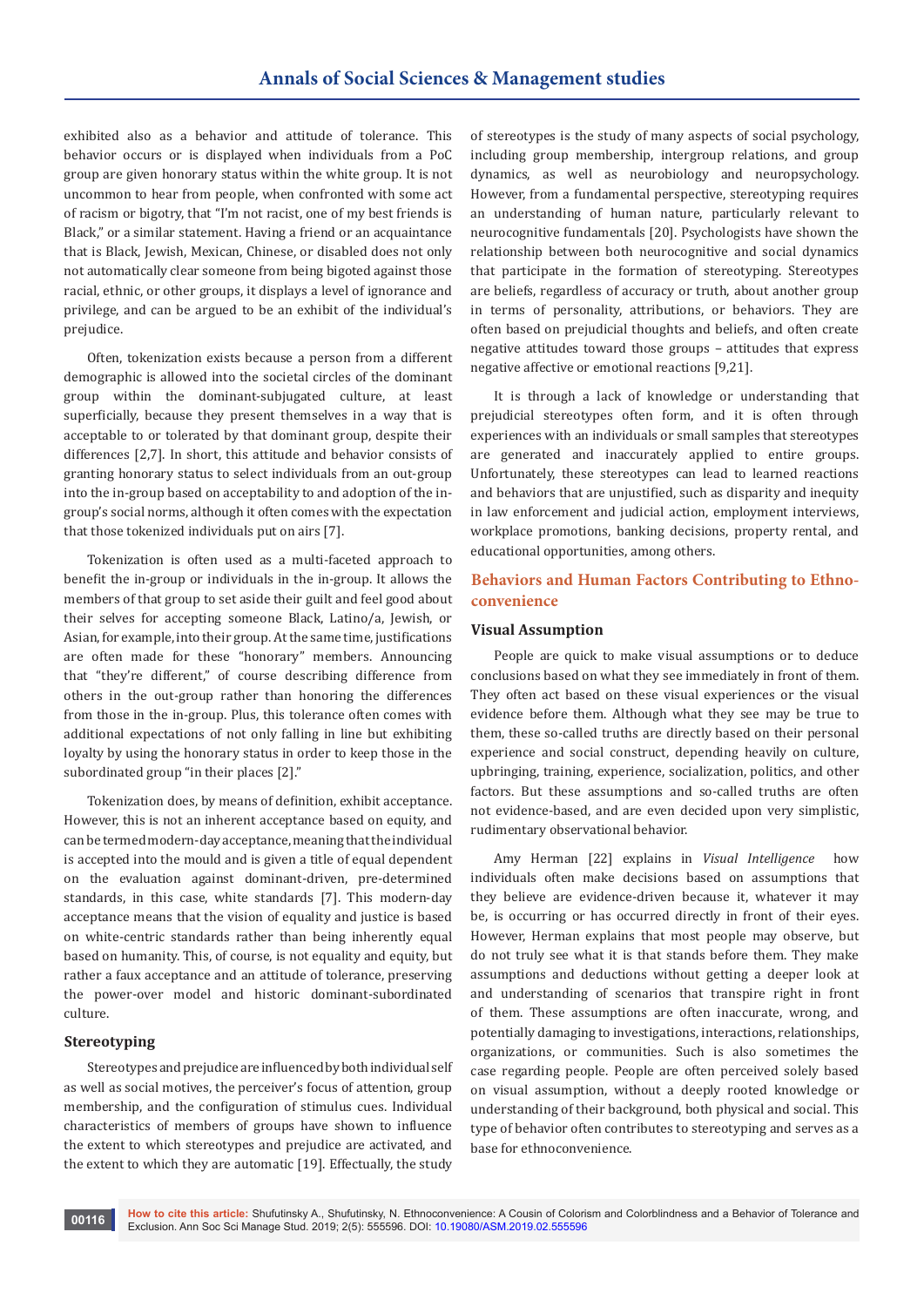exhibited also as a behavior and attitude of tolerance. This behavior occurs or is displayed when individuals from a PoC group are given honorary status within the white group. It is not uncommon to hear from people, when confronted with some act of racism or bigotry, that "I'm not racist, one of my best friends is Black," or a similar statement. Having a friend or an acquaintance that is Black, Jewish, Mexican, Chinese, or disabled does not only not automatically clear someone from being bigoted against those racial, ethnic, or other groups, it displays a level of ignorance and privilege, and can be argued to be an exhibit of the individual's prejudice.

Often, tokenization exists because a person from a different demographic is allowed into the societal circles of the dominant group within the dominant-subjugated culture, at least superficially, because they present themselves in a way that is acceptable to or tolerated by that dominant group, despite their differences [2,7]. In short, this attitude and behavior consists of granting honorary status to select individuals from an out-group into the in-group based on acceptability to and adoption of the in-group's social norms, although it often comes with the expectation that those tokenized individuals put on airs [7].

Tokenization is often used as a multi-faceted approach to benefit the in-group or individuals in the in-group. It allows the members of that group to set aside their guilt and feel good about their selves for accepting someone Black, Latino/a, Jewish, or Asian, for example, into their group. At the same time, justifications are often made for these "honorary" members. Announcing that "they're different," of course describing difference from others in the out-group rather than honoring the differences from those in the in-group. Plus, this tolerance often comes with additional expectations of not only falling in line but exhibiting loyalty by using the honorary status in order to keep those in the subordinated group "in their places [2]."

Tokenization does, by means of definition, exhibit acceptance. However, this is not an inherent acceptance based on equity, and can be termed modern-day acceptance, meaning that the individual is accepted into the mould and is given a title of equal dependent on the evaluation against dominant-driven, pre-determined standards, in this case, white standards [7]. This modern-day acceptance means that the vision of equality and justice is based on white-centric standards rather than being inherently equal based on humanity. This, of course, is not equality and equity, but rather a faux acceptance and an attitude of tolerance, preserving the power-over model and historic dominant-subordinated culture.

### Stereotyping

Stereotypes and prejudice are influenced by both individual self as well as social motives, the perceiver's focus of attention, group membership, and the configuration of stimulus cues. Individual characteristics of members of groups have shown to influence the extent to which stereotypes and prejudice are activated, and the extent to which they are automatic [19]. Effectually, the study of stereotypes is the study of many aspects of social psychology, including group membership, intergroup relations, and group dynamics, as well as neurobiology and neuropsychology. However, from a fundamental perspective, stereotyping requires an understanding of human nature, particularly relevant to neurocognitive fundamentals [20]. Psychologists have shown the relationship between both neurocognitive and social dynamics that participate in the formation of stereotyping. Stereotypes are beliefs, regardless of accuracy or truth, about another group in terms of personality, attributions, or behaviors. They are often based on prejudicial thoughts and beliefs, and often create negative attitudes toward those groups – attitudes that express negative affective or emotional reactions [9,21].

It is through a lack of knowledge or understanding that prejudicial stereotypes often form, and it is often through experiences with an individuals or small samples that stereotypes are generated and inaccurately applied to entire groups. Unfortunately, these stereotypes can lead to learned reactions and behaviors that are unjustified, such as disparity and inequity in law enforcement and judicial action, employment interviews, workplace promotions, banking decisions, property rental, and educational opportunities, among others.

## Behaviors and Human Factors Contributing to Ethno-convenience

### Visual Assumption

People are quick to make visual assumptions or to deduce conclusions based on what they see immediately in front of them. They often act based on these visual experiences or the visual evidence before them. Although what they see may be true to them, these so-called truths are directly based on their personal experience and social construct, depending heavily on culture, upbringing, training, experience, socialization, politics, and other factors. But these assumptions and so-called truths are often not evidence-based, and are even decided upon very simplistic, rudimentary observational behavior.

Amy Herman [22] explains in *Visual Intelligence* how individuals often make decisions based on assumptions that they believe are evidence-driven because it, whatever it may be, is occurring or has occurred directly in front of their eyes. However, Herman explains that most people may observe, but do not truly see what it is that stands before them. They make assumptions and deductions without getting a deeper look at and understanding of scenarios that transpire right in front of them. These assumptions are often inaccurate, wrong, and potentially damaging to investigations, interactions, relationships, organizations, or communities. Such is also sometimes the case regarding people. People are often perceived solely based on visual assumption, without a deeply rooted knowledge or understanding of their background, both physical and social. This type of behavior often contributes to stereotyping and serves as a base for ethnoconvenience.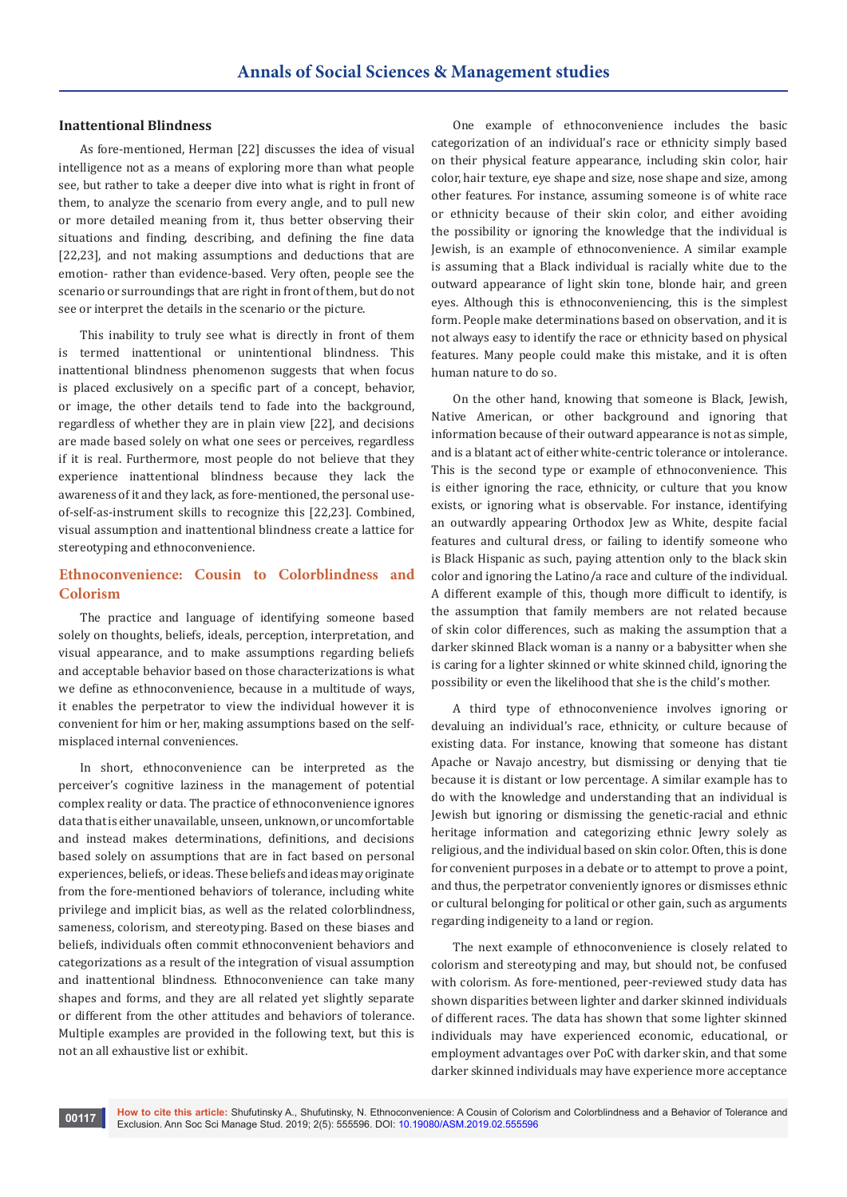### Inattentional Blindness

As fore-mentioned, Herman [22] discusses the idea of visual intelligence not as a means of exploring more than what people see, but rather to take a deeper dive into what is right in front of them, to analyze the scenario from every angle, and to pull new or more detailed meaning from it, thus better observing their situations and finding, describing, and defining the fine data [22,23], and not making assumptions and deductions that are emotion- rather than evidence-based. Very often, people see the scenario or surroundings that are right in front of them, but do not see or interpret the details in the scenario or the picture.

This inability to truly see what is directly in front of them is termed inattentional or unintentional blindness. This inattentional blindness phenomenon suggests that when focus is placed exclusively on a specific part of a concept, behavior, or image, the other details tend to fade into the background, regardless of whether they are in plain view [22], and decisions are made based solely on what one sees or perceives, regardless if it is real. Furthermore, most people do not believe that they experience inattentional blindness because they lack the awareness of it and they lack, as fore-mentioned, the personal use-of-self-as-instrument skills to recognize this [22,23]. Combined, visual assumption and inattentional blindness create a lattice for stereotyping and ethnoconvenience.

## Ethnoconvenience: Cousin to Colorblindness and Colorism

The practice and language of identifying someone based solely on thoughts, beliefs, ideals, perception, interpretation, and visual appearance, and to make assumptions regarding beliefs and acceptable behavior based on those characterizations is what we define as ethnoconvenience, because in a multitude of ways, it enables the perpetrator to view the individual however it is convenient for him or her, making assumptions based on the self-misplaced internal conveniences.

In short, ethnoconvenience can be interpreted as the perceiver's cognitive laziness in the management of potential complex reality or data. The practice of ethnoconvenience ignores data that is either unavailable, unseen, unknown, or uncomfortable and instead makes determinations, definitions, and decisions based solely on assumptions that are in fact based on personal experiences, beliefs, or ideas. These beliefs and ideas may originate from the fore-mentioned behaviors of tolerance, including white privilege and implicit bias, as well as the related colorblindness, sameness, colorism, and stereotyping. Based on these biases and beliefs, individuals often commit ethnoconvenient behaviors and categorizations as a result of the integration of visual assumption and inattentional blindness. Ethnoconvenience can take many shapes and forms, and they are all related yet slightly separate or different from the other attitudes and behaviors of tolerance. Multiple examples are provided in the following text, but this is not an all exhaustive list or exhibit.

One example of ethnoconvenience includes the basic categorization of an individual's race or ethnicity simply based on their physical feature appearance, including skin color, hair color, hair texture, eye shape and size, nose shape and size, among other features. For instance, assuming someone is of white race or ethnicity because of their skin color, and either avoiding the possibility or ignoring the knowledge that the individual is Jewish, is an example of ethnoconvenience. A similar example is assuming that a Black individual is racially white due to the outward appearance of light skin tone, blonde hair, and green eyes. Although this is ethnoconveniencing, this is the simplest form. People make determinations based on observation, and it is not always easy to identify the race or ethnicity based on physical features. Many people could make this mistake, and it is often human nature to do so.

On the other hand, knowing that someone is Black, Jewish, Native American, or other background and ignoring that information because of their outward appearance is not as simple, and is a blatant act of either white-centric tolerance or intolerance. This is the second type or example of ethnoconvenience. This is either ignoring the race, ethnicity, or culture that you know exists, or ignoring what is observable. For instance, identifying an outwardly appearing Orthodox Jew as White, despite facial features and cultural dress, or failing to identify someone who is Black Hispanic as such, paying attention only to the black skin color and ignoring the Latino/a race and culture of the individual. A different example of this, though more difficult to identify, is the assumption that family members are not related because of skin color differences, such as making the assumption that a darker skinned Black woman is a nanny or a babysitter when she is caring for a lighter skinned or white skinned child, ignoring the possibility or even the likelihood that she is the child's mother.

A third type of ethnoconvenience involves ignoring or devaluing an individual's race, ethnicity, or culture because of existing data. For instance, knowing that someone has distant Apache or Navajo ancestry, but dismissing or denying that tie because it is distant or low percentage. A similar example has to do with the knowledge and understanding that an individual is Jewish but ignoring or dismissing the genetic-racial and ethnic heritage information and categorizing ethnic Jewry solely as religious, and the individual based on skin color. Often, this is done for convenient purposes in a debate or to attempt to prove a point, and thus, the perpetrator conveniently ignores or dismisses ethnic or cultural belonging for political or other gain, such as arguments regarding indigeneity to a land or region.

The next example of ethnoconvenience is closely related to colorism and stereotyping and may, but should not, be confused with colorism. As fore-mentioned, peer-reviewed study data has shown disparities between lighter and darker skinned individuals of different races. The data has shown that some lighter skinned individuals may have experienced economic, educational, or employment advantages over PoC with darker skin, and that some darker skinned individuals may have experience more acceptance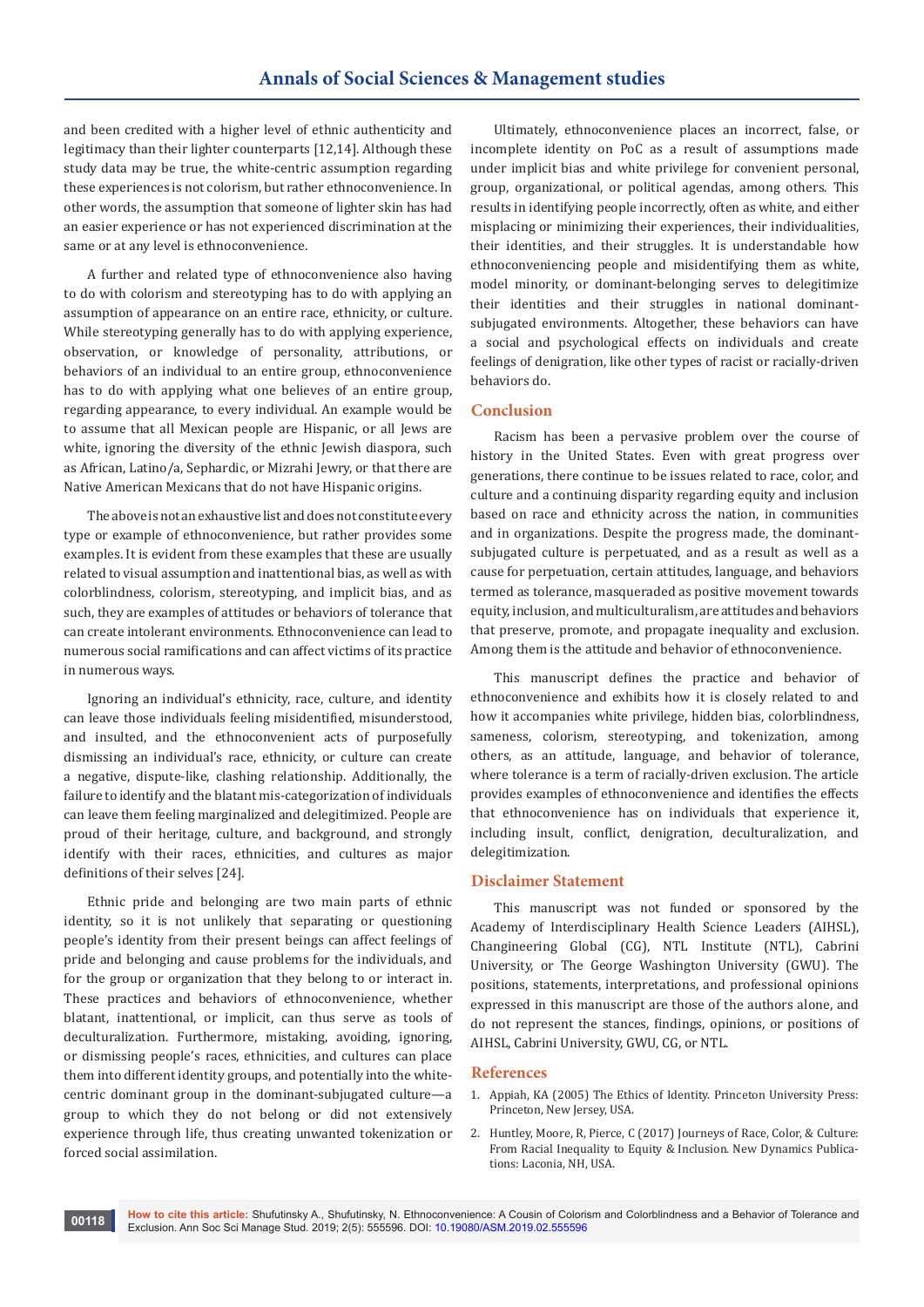and been credited with a higher level of ethnic authenticity and legitimacy than their lighter counterparts [12,14]. Although these study data may be true, the white-centric assumption regarding these experiences is not colorism, but rather ethnoconvenience. In other words, the assumption that someone of lighter skin has had an easier experience or has not experienced discrimination at the same or at any level is ethnoconvenience.

A further and related type of ethnoconvenience also having to do with colorism and stereotyping has to do with applying an assumption of appearance on an entire race, ethnicity, or culture. While stereotyping generally has to do with applying experience, observation, or knowledge of personality, attributions, or behaviors of an individual to an entire group, ethnoconvenience has to do with applying what one believes of an entire group, regarding appearance, to every individual. An example would be to assume that all Mexican people are Hispanic, or all Jews are white, ignoring the diversity of the ethnic Jewish diaspora, such as African, Latino/a, Sephardic, or Mizrahi Jewry, or that there are Native American Mexicans that do not have Hispanic origins.

The above is not an exhaustive list and does not constitute every type or example of ethnoconvenience, but rather provides some examples. It is evident from these examples that these are usually related to visual assumption and inattentional bias, as well as with colorblindness, colorism, stereotyping, and implicit bias, and as such, they are examples of attitudes or behaviors of tolerance that can create intolerant environments. Ethnoconvenience can lead to numerous social ramifications and can affect victims of its practice in numerous ways.

Ignoring an individual's ethnicity, race, culture, and identity can leave those individuals feeling misidentified, misunderstood, and insulted, and the ethnoconvenient acts of purposefully dismissing an individual's race, ethnicity, or culture can create a negative, dispute-like, clashing relationship. Additionally, the failure to identify and the blatant mis-categorization of individuals can leave them feeling marginalized and delegitimized. People are proud of their heritage, culture, and background, and strongly identify with their races, ethnicities, and cultures as major definitions of their selves [24].

Ethnic pride and belonging are two main parts of ethnic identity, so it is not unlikely that separating or questioning people's identity from their present beings can affect feelings of pride and belonging and cause problems for the individuals, and for the group or organization that they belong to or interact in. These practices and behaviors of ethnoconvenience, whether blatant, inattentional, or implicit, can thus serve as tools of deculturalization. Furthermore, mistaking, avoiding, ignoring, or dismissing people's races, ethnicities, and cultures can place them into different identity groups, and potentially into the white-centric dominant group in the dominant-subjugated culture—a group to which they do not belong or did not extensively experience through life, thus creating unwanted tokenization or forced social assimilation.

Ultimately, ethnoconvenience places an incorrect, false, or incomplete identity on PoC as a result of assumptions made under implicit bias and white privilege for convenient personal, group, organizational, or political agendas, among others. This results in identifying people incorrectly, often as white, and either misplacing or minimizing their experiences, their individualities, their identities, and their struggles. It is understandable how ethnoconveniencing people and misidentifying them as white, model minority, or dominant-belonging serves to delegitimize their identities and their struggles in national dominant-subjugated environments. Altogether, these behaviors can have a social and psychological effects on individuals and create feelings of denigration, like other types of racist or racially-driven behaviors do.

## Conclusion

Racism has been a pervasive problem over the course of history in the United States. Even with great progress over generations, there continue to be issues related to race, color, and culture and a continuing disparity regarding equity and inclusion based on race and ethnicity across the nation, in communities and in organizations. Despite the progress made, the dominant-subjugated culture is perpetuated, and as a result as well as a cause for perpetuation, certain attitudes, language, and behaviors termed as tolerance, masqueraded as positive movement towards equity, inclusion, and multiculturalism, are attitudes and behaviors that preserve, promote, and propagate inequality and exclusion. Among them is the attitude and behavior of ethnoconvenience.

This manuscript defines the practice and behavior of ethnoconvenience and exhibits how it is closely related to and how it accompanies white privilege, hidden bias, colorblindness, sameness, colorism, stereotyping, and tokenization, among others, as an attitude, language, and behavior of tolerance, where tolerance is a term of racially-driven exclusion. The article provides examples of ethnoconvenience and identifies the effects that ethnoconvenience has on individuals that experience it, including insult, conflict, denigration, deculturalization, and delegitimization.

## Disclaimer Statement

This manuscript was not funded or sponsored by the Academy of Interdisciplinary Health Science Leaders (AIHSL), Changineering Global (CG), NTL Institute (NTL), Cabrini University, or The George Washington University (GWU). The positions, statements, interpretations, and professional opinions expressed in this manuscript are those of the authors alone, and do not represent the stances, findings, opinions, or positions of AIHSL, Cabrini University, GWU, CG, or NTL.

## References

1. Appiah, KA (2005) The Ethics of Identity. Princeton University Press: Princeton, New Jersey, USA.
2. Huntley, Moore, R, Pierce, C (2017) Journeys of Race, Color, & Culture: From Racial Inequality to Equity & Inclusion. New Dynamics Publications: Laconia, NH, USA.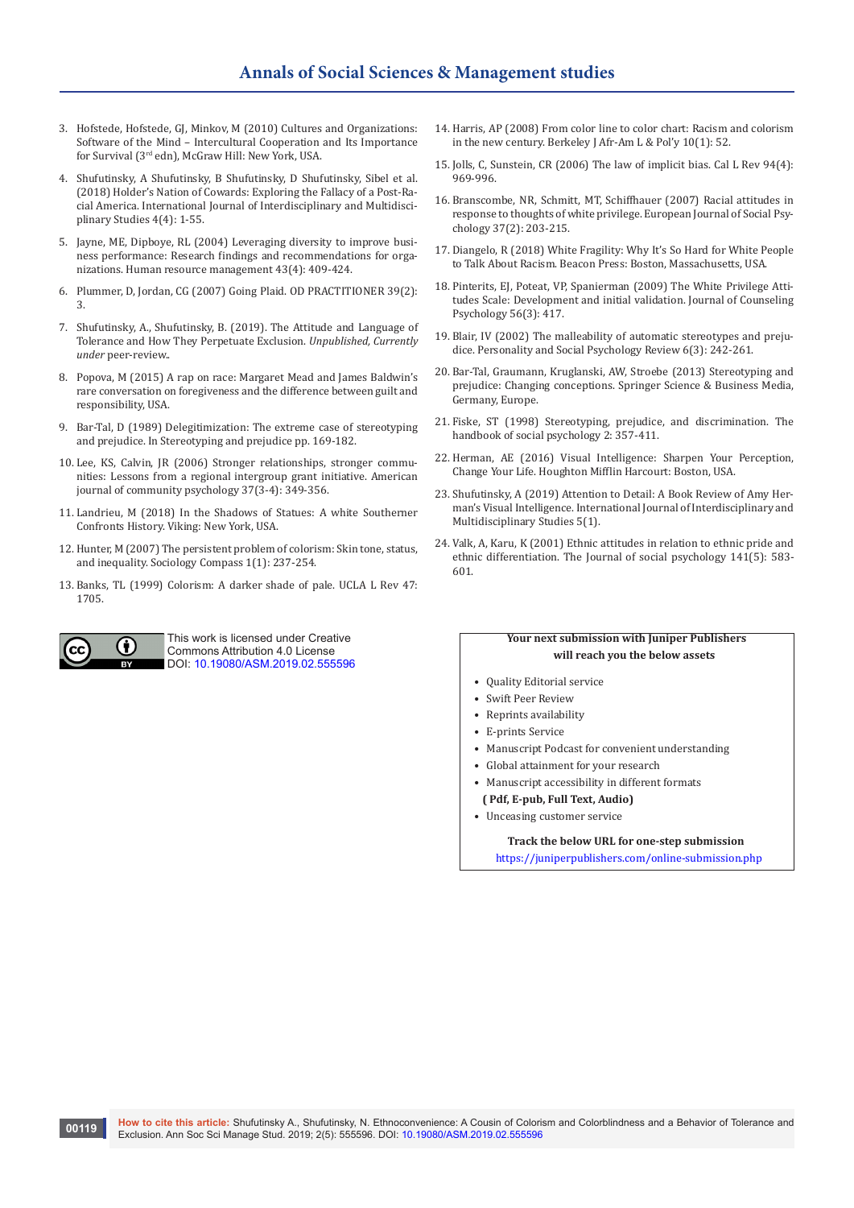3. Hofstede, Hofstede, GJ, Minkov, M (2010) Cultures and Organizations: Software of the Mind – Intercultural Cooperation and Its Importance for Survival (3rd edn), McGraw Hill: New York, USA.
4. Shufutinsky, A Shufutinsky, B Shufutinsky, D Shufutinsky, Sibel et al. (2018) Holder's Nation of Cowards: Exploring the Fallacy of a Post-Racial America. International Journal of Interdisciplinary and Multidisciplinary Studies 4(4): 1-55.
5. Jayne, ME, Dipboye, RL (2004) Leveraging diversity to improve business performance: Research findings and recommendations for organizations. Human resource management 43(4): 409-424.
6. Plummer, D, Jordan, CG (2007) Going Plaid. OD PRACTITIONER 39(2): 3.
7. Shufutinsky, A., Shufutinsky, B. (2019). The Attitude and Language of Tolerance and How They Perpetuate Exclusion. *Unpublished, Currently under* peer-review..
8. Popova, M (2015) A rap on race: Margaret Mead and James Baldwin's rare conversation on forgiveness and the difference between guilt and responsibility, USA.
9. Bar-Tal, D (1989) Delegitimization: The extreme case of stereotyping and prejudice. In Stereotyping and prejudice pp. 169-182.
10. Lee, KS, Calvin, JR (2006) Stronger relationships, stronger communities: Lessons from a regional intergroup grant initiative. American journal of community psychology 37(3-4): 349-356.
11. Landrieu, M (2018) In the Shadows of Statues: A white Southerner Confronts History. Viking: New York, USA.
12. Hunter, M (2007) The persistent problem of colorism: Skin tone, status, and inequality. Sociology Compass 1(1): 237-254.
13. Banks, TL (1999) Colorism: A darker shade of pale. UCLA L Rev 47: 1705.
14. Harris, AP (2008) From color line to color chart: Racism and colorism in the new century. Berkeley J Afr-Am L & Pol'y 10(1): 52.
15. Jolls, C, Sunstein, CR (2006) The law of implicit bias. Cal L Rev 94(4): 969-996.
16. Branscombe, NR, Schmitt, MT, Schiffhauer (2007) Racial attitudes in response to thoughts of white privilege. European Journal of Social Psychology 37(2): 203-215.
17. Diangelo, R (2018) White Fragility: Why It's So Hard for White People to Talk About Racism. Beacon Press: Boston, Massachusetts, USA.
18. Pinterits, EJ, Poteat, VP, Spanierman (2009) The White Privilege Attitudes Scale: Development and initial validation. Journal of Counseling Psychology 56(3): 417.
19. Blair, IV (2002) The malleability of automatic stereotypes and prejudice. Personality and Social Psychology Review 6(3): 242-261.
20. Bar-Tal, Graumann, Kruglanski, AW, Stroebe (2013) Stereotyping and prejudice: Changing conceptions. Springer Science & Business Media, Germany, Europe.
21. Fiske, ST (1998) Stereotyping, prejudice, and discrimination. The handbook of social psychology 2: 357-411.
22. Herman, AE (2016) Visual Intelligence: Sharpen Your Perception, Change Your Life. Houghton Mifflin Harcourt: Boston, USA.
23. Shufutinsky, A (2019) Attention to Detail: A Book Review of Amy Herman's Visual Intelligence. International Journal of Interdisciplinary and Multidisciplinary Studies 5(1).
24. Valk, A, Karu, K (2001) Ethnic attitudes in relation to ethnic pride and ethnic differentiation. The Journal of social psychology 141(5): 583-601.

This work is licensed under Creative Commons Attribution 4.0 License
DOI: 10.19080/ASM.2019.02.555596

**Your next submission with Juniper Publishers will reach you the below assets**

- Quality Editorial service
- Swift Peer Review
- Reprints availability
- E-prints Service
- Manuscript Podcast for convenient understanding
- Global attainment for your research
- Manuscript accessibility in different formats **( Pdf, E-pub, Full Text, Audio)**
- Unceasing customer service

**Track the below URL for one-step submission**
https://juniperpublishers.com/online-submission.php